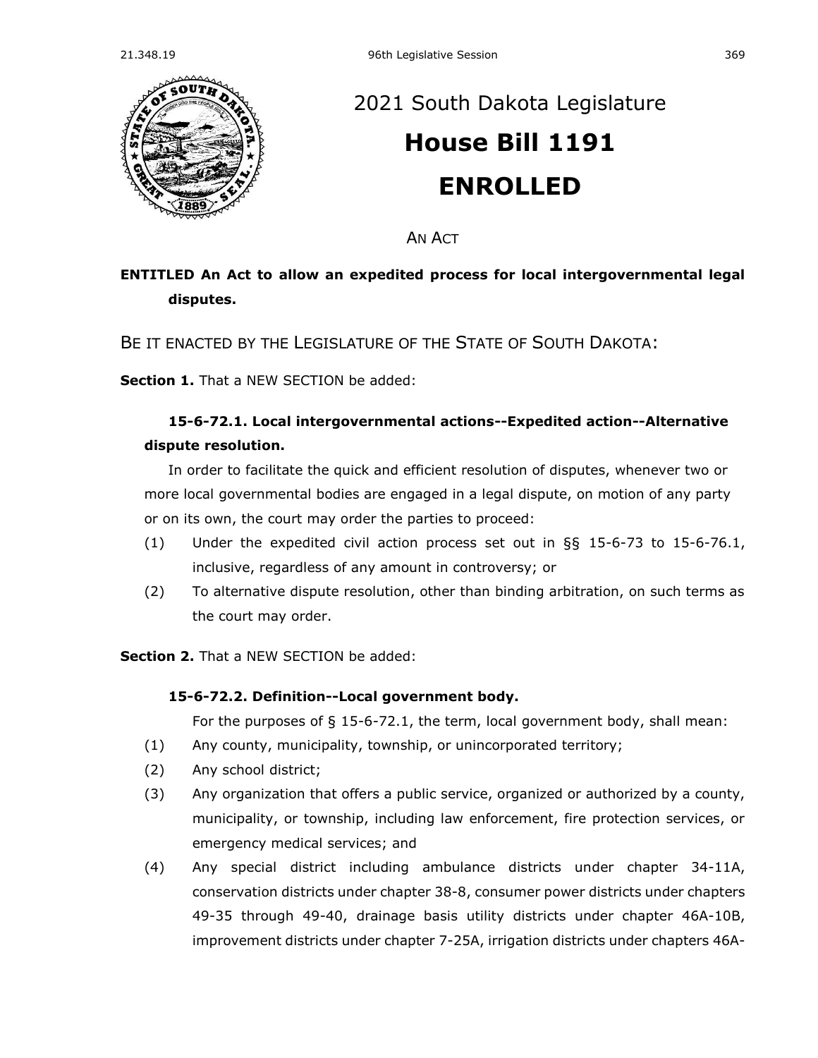2021 South Dakota Legislature

# House Bill 1191

# ENROLLED

AN ACT

**ENTITLED An Act to allow an expedited process for local intergovernmental legal disputes.**

BE IT ENACTED BY THE LEGISLATURE OF THE STATE OF SOUTH DAKOTA:

**Section 1.** That a NEW SECTION be added:

### 15-6-72.1. Local intergovernmental actions--Expedited action--Alternative dispute resolution.

In order to facilitate the quick and efficient resolution of disputes, whenever two or more local governmental bodies are engaged in a legal dispute, on motion of any party or on its own, the court may order the parties to proceed:

(1) Under the expedited civil action process set out in §§ 15-6-73 to 15-6-76.1, inclusive, regardless of any amount in controversy; or

(2) To alternative dispute resolution, other than binding arbitration, on such terms as the court may order.

**Section 2.** That a NEW SECTION be added:

### 15-6-72.2. Definition--Local government body.

For the purposes of § 15-6-72.1, the term, local government body, shall mean:

(1) Any county, municipality, township, or unincorporated territory;

(2) Any school district;

(3) Any organization that offers a public service, organized or authorized by a county, municipality, or township, including law enforcement, fire protection services, or emergency medical services; and

(4) Any special district including ambulance districts under chapter 34-11A, conservation districts under chapter 38-8, consumer power districts under chapters 49-35 through 49-40, drainage basis utility districts under chapter 46A-10B, improvement districts under chapter 7-25A, irrigation districts under chapters 46A-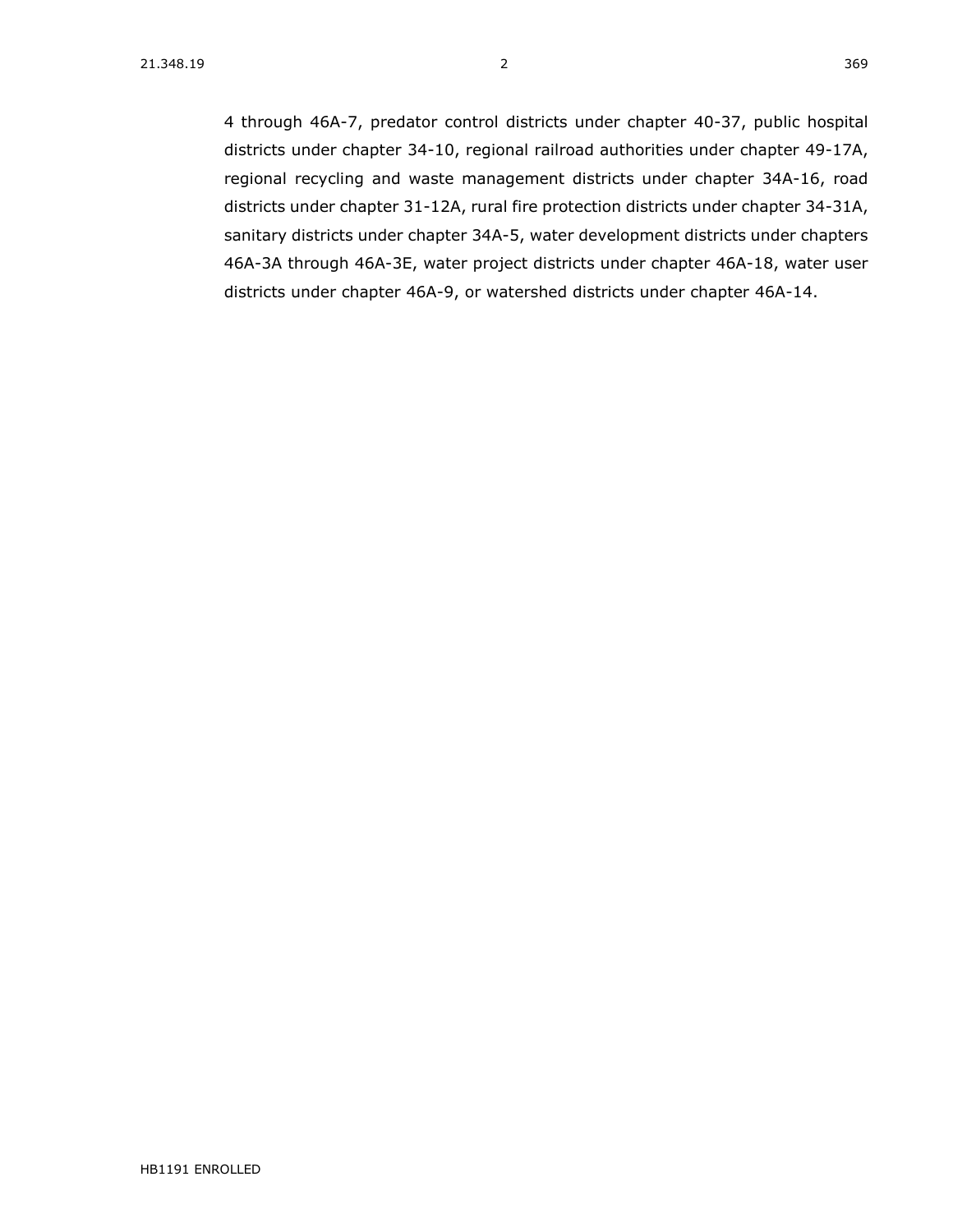4 through 46A-7, predator control districts under chapter 40-37, public hospital districts under chapter 34-10, regional railroad authorities under chapter 49-17A, regional recycling and waste management districts under chapter 34A-16, road districts under chapter 31-12A, rural fire protection districts under chapter 34-31A, sanitary districts under chapter 34A-5, water development districts under chapters 46A-3A through 46A-3E, water project districts under chapter 46A-18, water user districts under chapter 46A-9, or watershed districts under chapter 46A-14.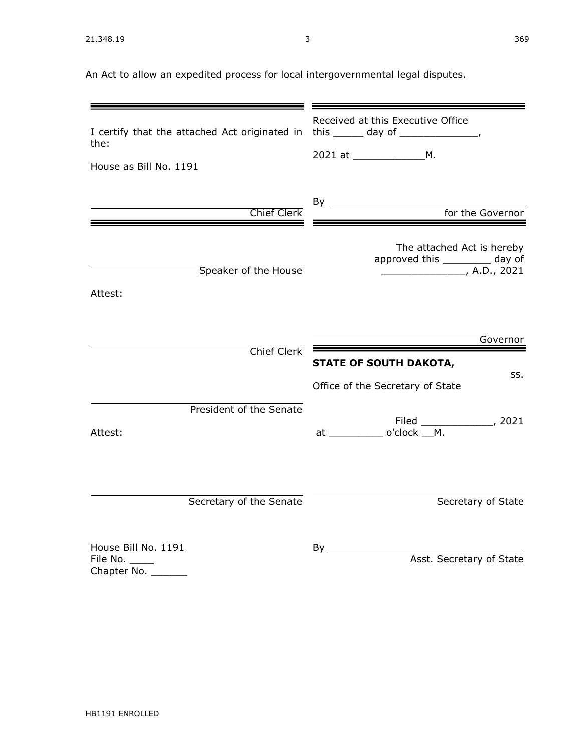An Act to allow an expedited process for local intergovernmental legal disputes.

I certify that the attached Act originated in the:

House as Bill No. 1191

Chief Clerk

Speaker of the House

Attest:

Chief Clerk

President of the Senate

Attest:

Secretary of the Senate

House Bill No. 1191
File No. ____
Chapter No. ______

Received at this Executive Office this _____ day of _____________,

2021 at ____________M.

By ______________________
for the Governor

The attached Act is hereby approved this ________ day of ______________, A.D., 2021

Governor

**STATE OF SOUTH DAKOTA,**

ss.

Office of the Secretary of State

Filed ____________, 2021
at _________ o'clock __M.

Secretary of State

By ______________________
Asst. Secretary of State